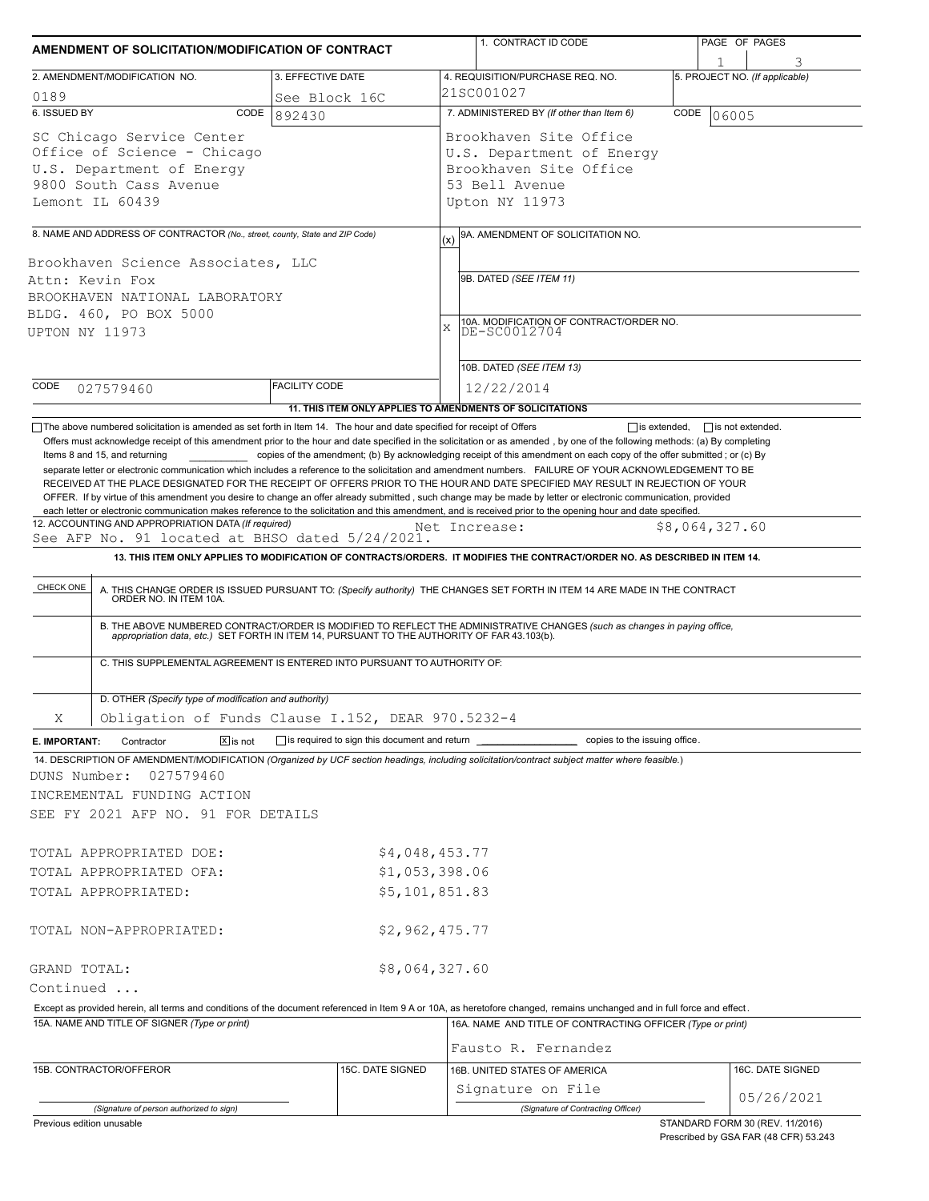# AMENDMENT OF SOLICITATION/MODIFICATION OF CONTRACT

| 1. CONTRACT ID CODE | PAGE OF PAGES |
|---|---|
| | 1 3 |

| 2. AMENDMENT/MODIFICATION NO. | 3. EFFECTIVE DATE | 4. REQUISITION/PURCHASE REQ. NO. | 5. PROJECT NO. (If applicable) |
|---|---|---|---|
| 0189 | See Block 16C | 21SC001027 | |

**6. ISSUED BY** CODE 892430

SC Chicago Service Center
Office of Science - Chicago
U.S. Department of Energy
9800 South Cass Avenue
Lemont IL 60439

**7. ADMINISTERED BY** (If other than Item 6) CODE 06005

Brookhaven Site Office
U.S. Department of Energy
Brookhaven Site Office
53 Bell Avenue
Upton NY 11973

**8. NAME AND ADDRESS OF CONTRACTOR** (No., street, county, State and ZIP Code)

Brookhaven Science Associates, LLC
Attn: Kevin Fox
BROOKHAVEN NATIONAL LABORATORY
BLDG. 460, PO BOX 5000
UPTON NY 11973

CODE 027579460 FACILITY CODE

(x) 9A. AMENDMENT OF SOLICITATION NO.

9B. DATED (SEE ITEM 11)

X 10A. MODIFICATION OF CONTRACT/ORDER NO. DE-SC0012704

10B. DATED (SEE ITEM 13) 12/22/2014

**11. THIS ITEM ONLY APPLIES TO AMENDMENTS OF SOLICITATIONS**

☐ The above numbered solicitation is amended as set forth in Item 14. The hour and date specified for receipt of Offers ☐ is extended, ☐ is not extended.

Offers must acknowledge receipt of this amendment prior to the hour and date specified in the solicitation or as amended , by one of the following methods: (a) By completing Items 8 and 15, and returning __________ copies of the amendment; (b) By acknowledging receipt of this amendment on each copy of the offer submitted ; or (c) By separate letter or electronic communication which includes a reference to the solicitation and amendment numbers. FAILURE OF YOUR ACKNOWLEDGEMENT TO BE RECEIVED AT THE PLACE DESIGNATED FOR THE RECEIPT OF OFFERS PRIOR TO THE HOUR AND DATE SPECIFIED MAY RESULT IN REJECTION OF YOUR OFFER. If by virtue of this amendment you desire to change an offer already submitted , such change may be made by letter or electronic communication, provided each letter or electronic communication makes reference to the solicitation and this amendment, and is received prior to the opening hour and date specified.

**12. ACCOUNTING AND APPROPRIATION DATA** (If required)
See AFP No. 91 located at BHSO dated 5/24/2021. Net Increase: $8,064,327.60

**13. THIS ITEM ONLY APPLIES TO MODIFICATION OF CONTRACTS/ORDERS. IT MODIFIES THE CONTRACT/ORDER NO. AS DESCRIBED IN ITEM 14.**

| CHECK ONE | |
|---|---|
| | A. THIS CHANGE ORDER IS ISSUED PURSUANT TO: (Specify authority) THE CHANGES SET FORTH IN ITEM 14 ARE MADE IN THE CONTRACT ORDER NO. IN ITEM 10A. |
| | B. THE ABOVE NUMBERED CONTRACT/ORDER IS MODIFIED TO REFLECT THE ADMINISTRATIVE CHANGES (such as changes in paying office, appropriation data, etc.) SET FORTH IN ITEM 14, PURSUANT TO THE AUTHORITY OF FAR 43.103(b). |
| | C. THIS SUPPLEMENTAL AGREEMENT IS ENTERED INTO PURSUANT TO AUTHORITY OF: |
| X | D. OTHER (Specify type of modification and authority) Obligation of Funds Clause I.152, DEAR 970.5232-4 |

**E. IMPORTANT:** Contractor ☒ is not ☐ is required to sign this document and return __________ copies to the issuing office.

**14. DESCRIPTION OF AMENDMENT/MODIFICATION** (Organized by UCF section headings, including solicitation/contract subject matter where feasible.)

DUNS Number: 027579460
INCREMENTAL FUNDING ACTION
SEE FY 2021 AFP NO. 91 FOR DETAILS

| | |
|---|---|
| TOTAL APPROPRIATED DOE: | $4,048,453.77 |
| TOTAL APPROPRIATED OFA: | $1,053,398.06 |
| TOTAL APPROPRIATED: | $5,101,851.83 |
| TOTAL NON-APPROPRIATED: | $2,962,475.77 |
| GRAND TOTAL: | $8,064,327.60 |

Continued ...

Except as provided herein, all terms and conditions of the document referenced in Item 9 A or 10A, as heretofore changed, remains unchanged and in full force and effect.

| 15A. NAME AND TITLE OF SIGNER (Type or print) | | 16A. NAME AND TITLE OF CONTRACTING OFFICER (Type or print) | |
|---|---|---|---|
| | | Fausto R. Fernandez | |
| 15B. CONTRACTOR/OFFEROR | 15C. DATE SIGNED | 16B. UNITED STATES OF AMERICA | 16C. DATE SIGNED |
| (Signature of person authorized to sign) | | Signature on File (Signature of Contracting Officer) | 05/26/2021 |

Previous edition unusable

STANDARD FORM 30 (REV. 11/2016)
Prescribed by GSA FAR (48 CFR) 53.243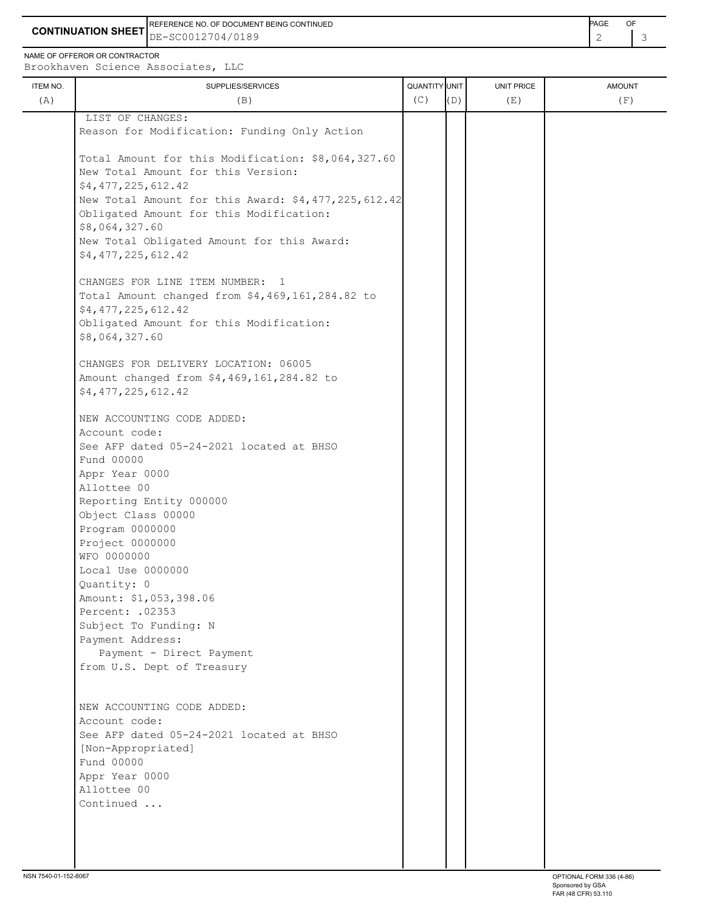**CONTINUATION SHEET**

REFERENCE NO. OF DOCUMENT BEING CONTINUED: DE-SC0012704/0189

NAME OF OFFEROR OR CONTRACTOR: Brookhaven Science Associates, LLC

| ITEM NO. (A) | SUPPLIES/SERVICES (B) | QUANTITY (C) | UNIT (D) | UNIT PRICE (E) | AMOUNT (F) |
|---|---|---|---|---|---|
| | LIST OF CHANGES: | | | | |
| | Reason for Modification: Funding Only Action | | | | |
| | Total Amount for this Modification: $8,064,327.60 | | | | |
| | New Total Amount for this Version: $4,477,225,612.42 | | | | |
| | New Total Amount for this Award: $4,477,225,612.42 | | | | |
| | Obligated Amount for this Modification: $8,064,327.60 | | | | |
| | New Total Obligated Amount for this Award: $4,477,225,612.42 | | | | |
| | CHANGES FOR LINE ITEM NUMBER: 1 | | | | |
| | Total Amount changed from $4,469,161,284.82 to $4,477,225,612.42 | | | | |
| | Obligated Amount for this Modification: $8,064,327.60 | | | | |
| | CHANGES FOR DELIVERY LOCATION: 06005 | | | | |
| | Amount changed from $4,469,161,284.82 to $4,477,225,612.42 | | | | |
| | NEW ACCOUNTING CODE ADDED: | | | | |
| | Account code: | | | | |
| | See AFP dated 05-24-2021 located at BHSO | | | | |
| | Fund 00000 | | | | |
| | Appr Year 0000 | | | | |
| | Allottee 00 | | | | |
| | Reporting Entity 000000 | | | | |
| | Object Class 00000 | | | | |
| | Program 0000000 | | | | |
| | Project 0000000 | | | | |
| | WFO 0000000 | | | | |
| | Local Use 0000000 | | | | |
| | Quantity: 0 | | | | |
| | Amount: $1,053,398.06 | | | | |
| | Percent: .02353 | | | | |
| | Subject To Funding: N | | | | |
| | Payment Address: | | | | |
| | Payment - Direct Payment from U.S. Dept of Treasury | | | | |
| | NEW ACCOUNTING CODE ADDED: | | | | |
| | Account code: | | | | |
| | See AFP dated 05-24-2021 located at BHSO [Non-Appropriated] | | | | |
| | Fund 00000 | | | | |
| | Appr Year 0000 | | | | |
| | Allottee 00 | | | | |
| | Continued ... | | | | |

NSN 7540-01-152-8067

OPTIONAL FORM 336 (4-86)
Sponsored by GSA
FAR (48 CFR) 53.110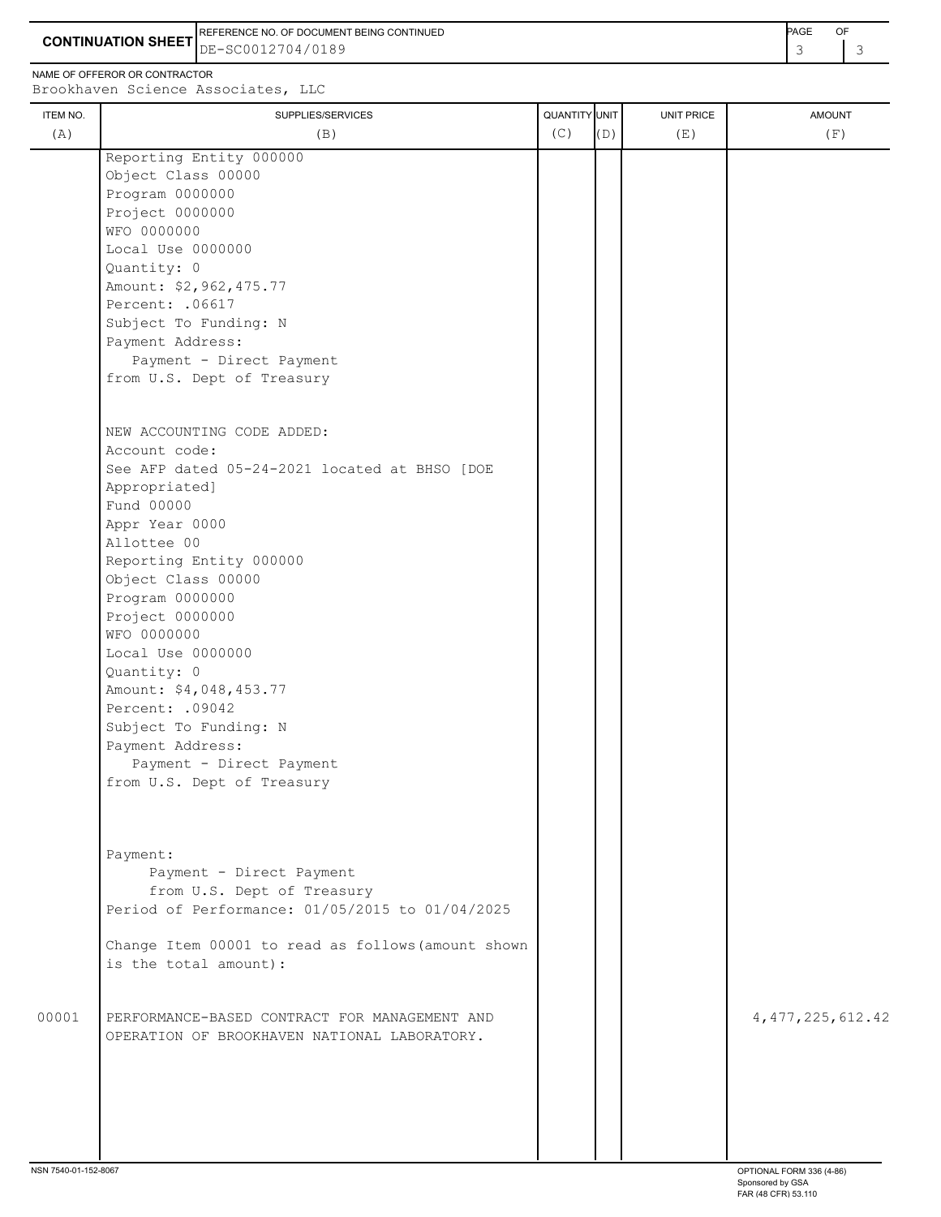**CONTINUATION SHEET**

REFERENCE NO. OF DOCUMENT BEING CONTINUED
DE-SC0012704/0189

NAME OF OFFEROR OR CONTRACTOR
Brookhaven Science Associates, LLC

| ITEM NO. (A) | SUPPLIES/SERVICES (B) | QUANTITY (C) | UNIT (D) | UNIT PRICE (E) | AMOUNT (F) |
|---|---|---|---|---|---|
| | Reporting Entity 000000<br>Object Class 00000<br>Program 0000000<br>Project 0000000<br>WFO 0000000<br>Local Use 0000000<br>Quantity: 0<br>Amount: $2,962,475.77<br>Percent: .06617<br>Subject To Funding: N<br>Payment Address:<br>Payment - Direct Payment<br>from U.S. Dept of Treasury | | | | |
| | NEW ACCOUNTING CODE ADDED:<br>Account code:<br>See AFP dated 05-24-2021 located at BHSO [DOE Appropriated]<br>Fund 00000<br>Appr Year 0000<br>Allottee 00<br>Reporting Entity 000000<br>Object Class 00000<br>Program 0000000<br>Project 0000000<br>WFO 0000000<br>Local Use 0000000<br>Quantity: 0<br>Amount: $4,048,453.77<br>Percent: .09042<br>Subject To Funding: N<br>Payment Address:<br>Payment - Direct Payment<br>from U.S. Dept of Treasury | | | | |
| | Payment:<br>Payment - Direct Payment<br>from U.S. Dept of Treasury<br>Period of Performance: 01/05/2015 to 01/04/2025 | | | | |
| | Change Item 00001 to read as follows(amount shown is the total amount): | | | | |
| 00001 | PERFORMANCE-BASED CONTRACT FOR MANAGEMENT AND OPERATION OF BROOKHAVEN NATIONAL LABORATORY. | | | | 4,477,225,612.42 |

NSN 7540-01-152-8067

OPTIONAL FORM 336 (4-86)
Sponsored by GSA
FAR (48 CFR) 53.110